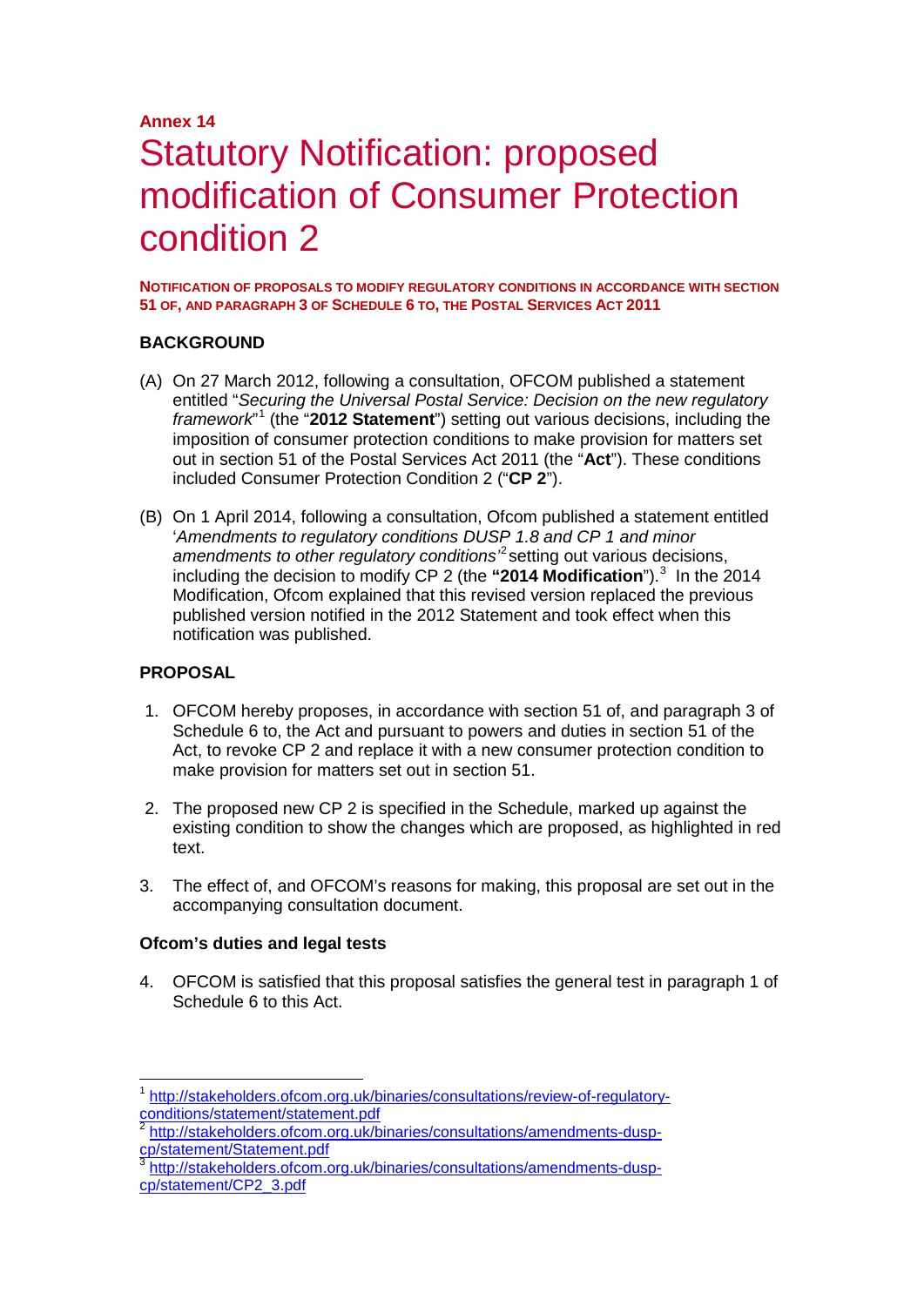**Annex 14**

# Statutory Notification: proposed modification of Consumer Protection condition 2

**NOTIFICATION OF PROPOSALS TO MODIFY REGULATORY CONDITIONS IN ACCORDANCE WITH SECTION 51 OF, AND PARAGRAPH 3 OF SCHEDULE 6 TO, THE POSTAL SERVICES ACT 2011**

## BACKGROUND

(A) On 27 March 2012, following a consultation, OFCOM published a statement entitled "*Securing the Universal Postal Service: Decision on the new regulatory framework*"[1] (the "**2012 Statement**") setting out various decisions, including the imposition of consumer protection conditions to make provision for matters set out in section 51 of the Postal Services Act 2011 (the "**Act**"). These conditions included Consumer Protection Condition 2 ("**CP 2**").

(B) On 1 April 2014, following a consultation, Ofcom published a statement entitled '*Amendments to regulatory conditions DUSP 1.8 and CP 1 and minor amendments to other regulatory conditions'*[2] setting out various decisions, including the decision to modify CP 2 (the **"2014 Modification**").[3] In the 2014 Modification, Ofcom explained that this revised version replaced the previous published version notified in the 2012 Statement and took effect when this notification was published.

## PROPOSAL

1. OFCOM hereby proposes, in accordance with section 51 of, and paragraph 3 of Schedule 6 to, the Act and pursuant to powers and duties in section 51 of the Act, to revoke CP 2 and replace it with a new consumer protection condition to make provision for matters set out in section 51.

2. The proposed new CP 2 is specified in the Schedule, marked up against the existing condition to show the changes which are proposed, as highlighted in red text.

3. The effect of, and OFCOM's reasons for making, this proposal are set out in the accompanying consultation document.

### Ofcom's duties and legal tests

4. OFCOM is satisfied that this proposal satisfies the general test in paragraph 1 of Schedule 6 to this Act.

---

[1] http://stakeholders.ofcom.org.uk/binaries/consultations/review-of-regulatory-conditions/statement/statement.pdf

[2] http://stakeholders.ofcom.org.uk/binaries/consultations/amendments-dusp-cp/statement/Statement.pdf

[3] http://stakeholders.ofcom.org.uk/binaries/consultations/amendments-dusp-cp/statement/CP2_3.pdf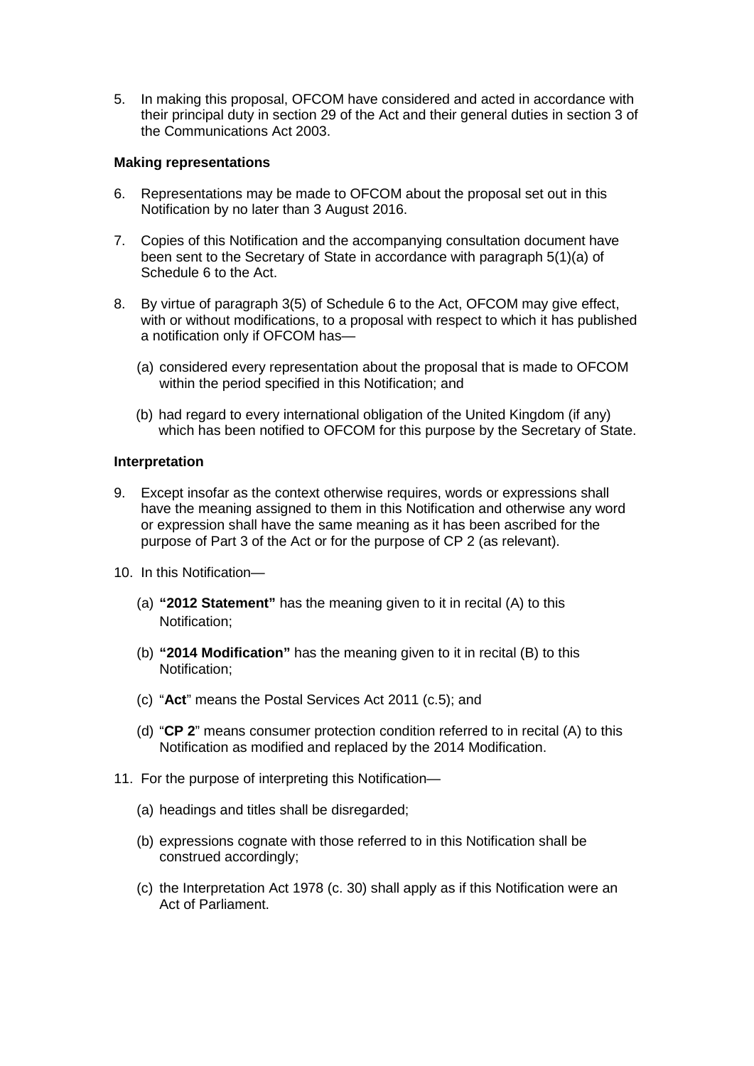5. In making this proposal, OFCOM have considered and acted in accordance with their principal duty in section 29 of the Act and their general duties in section 3 of the Communications Act 2003.

**Making representations**

6. Representations may be made to OFCOM about the proposal set out in this Notification by no later than 3 August 2016.

7. Copies of this Notification and the accompanying consultation document have been sent to the Secretary of State in accordance with paragraph 5(1)(a) of Schedule 6 to the Act.

8. By virtue of paragraph 3(5) of Schedule 6 to the Act, OFCOM may give effect, with or without modifications, to a proposal with respect to which it has published a notification only if OFCOM has—

   (a) considered every representation about the proposal that is made to OFCOM within the period specified in this Notification; and

   (b) had regard to every international obligation of the United Kingdom (if any) which has been notified to OFCOM for this purpose by the Secretary of State.

**Interpretation**

9. Except insofar as the context otherwise requires, words or expressions shall have the meaning assigned to them in this Notification and otherwise any word or expression shall have the same meaning as it has been ascribed for the purpose of Part 3 of the Act or for the purpose of CP 2 (as relevant).

10. In this Notification—

    (a) **"2012 Statement"** has the meaning given to it in recital (A) to this Notification;

    (b) **"2014 Modification"** has the meaning given to it in recital (B) to this Notification;

    (c) "**Act**" means the Postal Services Act 2011 (c.5); and

    (d) "**CP 2**" means consumer protection condition referred to in recital (A) to this Notification as modified and replaced by the 2014 Modification.

11. For the purpose of interpreting this Notification—

    (a) headings and titles shall be disregarded;

    (b) expressions cognate with those referred to in this Notification shall be construed accordingly;

    (c) the Interpretation Act 1978 (c. 30) shall apply as if this Notification were an Act of Parliament.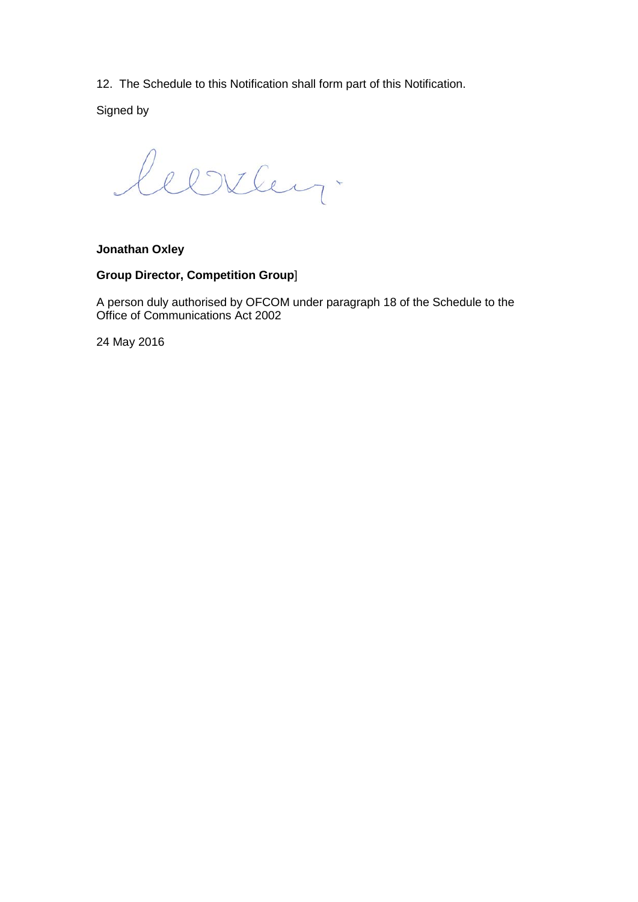12. The Schedule to this Notification shall form part of this Notification.

Signed by

**Jonathan Oxley**

**Group Director, Competition Group**]

A person duly authorised by OFCOM under paragraph 18 of the Schedule to the Office of Communications Act 2002

24 May 2016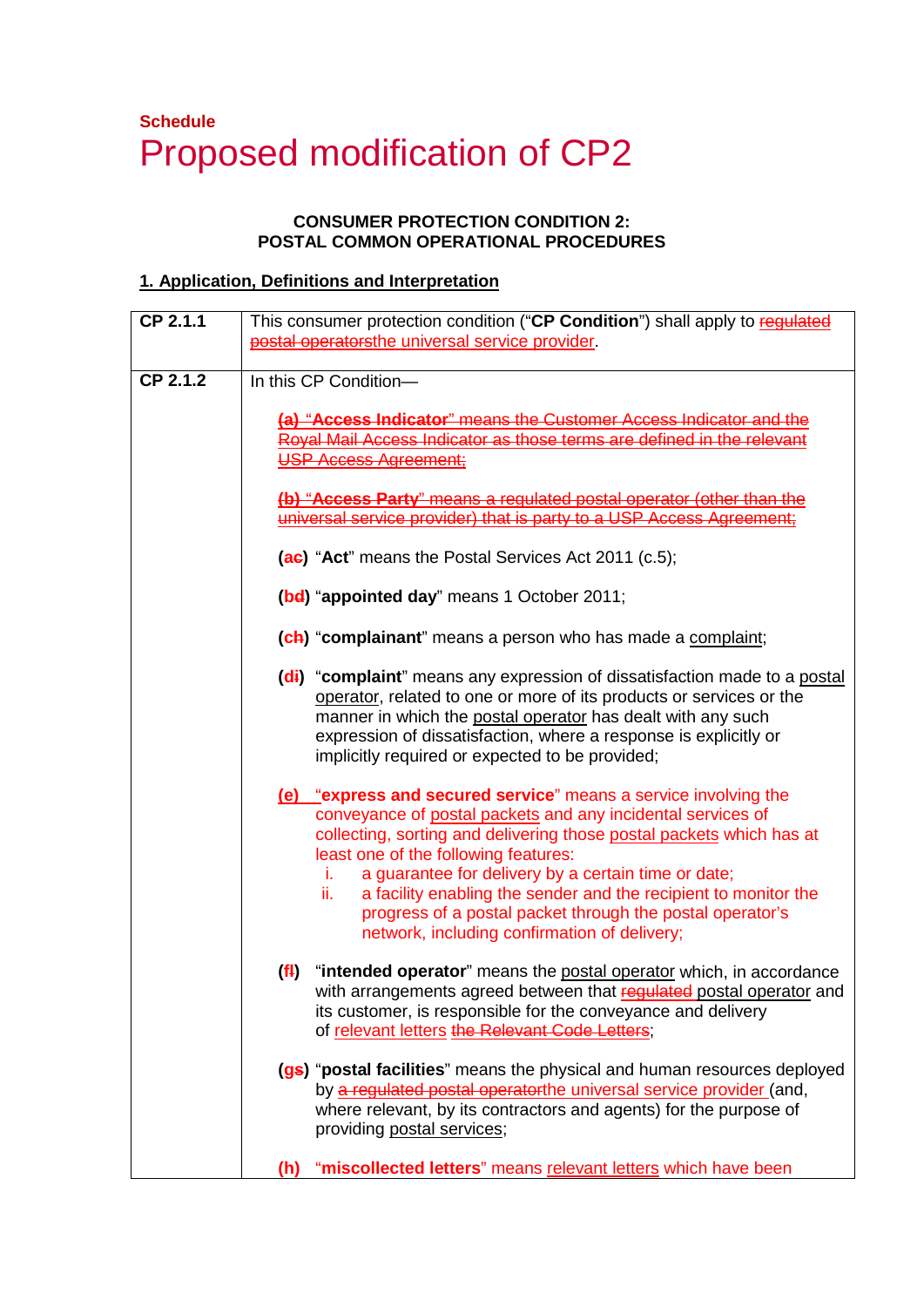**Schedule**

# Proposed modification of CP2

**CONSUMER PROTECTION CONDITION 2:**
**POSTAL COMMON OPERATIONAL PROCEDURES**

## 1. Application, Definitions and Interpretation

| | |
|---|---|
| **CP 2.1.1** | This consumer protection condition ("**CP Condition**") shall apply to ~~regulated postal operators~~the universal service provider. |
| **CP 2.1.2** | In this CP Condition—<br><br>~~**(a)** "**Access Indicator**" means the Customer Access Indicator and the Royal Mail Access Indicator as those terms are defined in the relevant USP Access Agreement;~~<br><br>~~**(b)** "**Access Party**" means a regulated postal operator (other than the universal service provider) that is party to a USP Access Agreement;~~<br><br>**(a~~c~~)** "**Act**" means the Postal Services Act 2011 (c.5);<br><br>**(b~~d~~)** "**appointed day**" means 1 October 2011;<br><br>**(c~~h~~)** "**complainant**" means a person who has made a complaint;<br><br>**(d~~i~~)** "**complaint**" means any expression of dissatisfaction made to a postal operator, related to one or more of its products or services or the manner in which the postal operator has dealt with any such expression of dissatisfaction, where a response is explicitly or implicitly required or expected to be provided;<br><br>**(e)** "**express and secured service**" means a service involving the conveyance of postal packets and any incidental services of collecting, sorting and delivering those postal packets which has at least one of the following features:<br>i. a guarantee for delivery by a certain time or date;<br>ii. a facility enabling the sender and the recipient to monitor the progress of a postal packet through the postal operator's network, including confirmation of delivery;<br><br>**(f~~l~~)** "**intended operator**" means the postal operator which, in accordance with arrangements agreed between that ~~regulated~~ postal operator and its customer, is responsible for the conveyance and delivery of relevant letters ~~the Relevant Code Letters~~;<br><br>**(g~~s~~)** "**postal facilities**" means the physical and human resources deployed by ~~a regulated postal operator~~the universal service provider (and, where relevant, by its contractors and agents) for the purpose of providing postal services;<br><br>**(h)** "**miscollected letters**" means relevant letters which have been |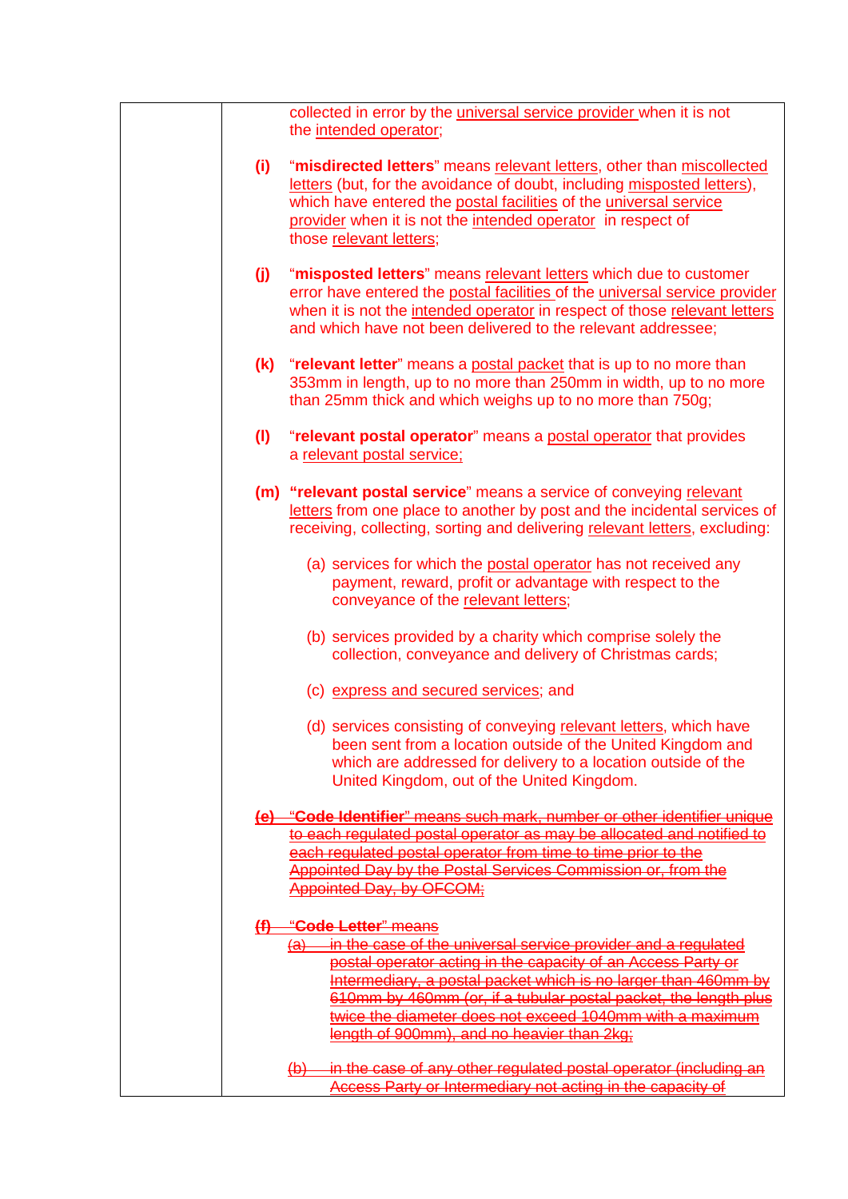collected in error by the universal service provider when it is not the intended operator;

**(i)** "**misdirected letters**" means relevant letters, other than miscollected letters (but, for the avoidance of doubt, including misposted letters), which have entered the postal facilities of the universal service provider when it is not the intended operator in respect of those relevant letters;

**(j)** "**misposted letters**" means relevant letters which due to customer error have entered the postal facilities of the universal service provider when it is not the intended operator in respect of those relevant letters and which have not been delivered to the relevant addressee;

**(k)** "**relevant letter**" means a postal packet that is up to no more than 353mm in length, up to no more than 250mm in width, up to no more than 25mm thick and which weighs up to no more than 750g;

**(l)** "**relevant postal operator**" means a postal operator that provides a relevant postal service;

**(m)** "**relevant postal service**" means a service of conveying relevant letters from one place to another by post and the incidental services of receiving, collecting, sorting and delivering relevant letters, excluding:

(a) services for which the postal operator has not received any payment, reward, profit or advantage with respect to the conveyance of the relevant letters;

(b) services provided by a charity which comprise solely the collection, conveyance and delivery of Christmas cards;

(c) express and secured services; and

(d) services consisting of conveying relevant letters, which have been sent from a location outside of the United Kingdom and which are addressed for delivery to a location outside of the United Kingdom, out of the United Kingdom.

~~**(e)** "**Code Identifier**" means such mark, number or other identifier unique to each regulated postal operator as may be allocated and notified to each regulated postal operator from time to time prior to the Appointed Day by the Postal Services Commission or, from the Appointed Day, by OFCOM;~~

~~**(f)** "**Code Letter**" means~~

~~(a) in the case of the universal service provider and a regulated postal operator acting in the capacity of an Access Party or Intermediary, a postal packet which is no larger than 460mm by 610mm by 460mm (or, if a tubular postal packet, the length plus twice the diameter does not exceed 1040mm with a maximum length of 900mm), and no heavier than 2kg;~~

~~(b) in the case of any other regulated postal operator (including an Access Party or Intermediary not acting in the capacity of~~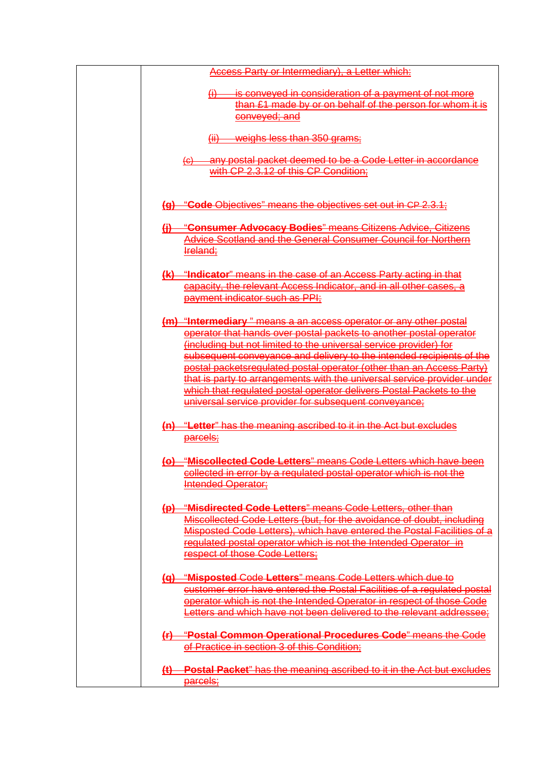| | |
|---|---|
| | Access Party or Intermediary), a Letter which:<br><br>(i) is conveyed in consideration of a payment of not more than £1 made by or on behalf of the person for whom it is conveyed; and<br><br>(ii) weighs less than 350 grams;<br><br>(c) any postal packet deemed to be a Code Letter in accordance with CP 2.3.12 of this CP Condition;<br><br>**(g)** "**Code** Objectives" means the objectives set out in CP 2.3.1;<br><br>**(j)** "**Consumer Advocacy Bodies**" means Citizens Advice, Citizens Advice Scotland and the General Consumer Council for Northern Ireland;<br><br>**(k)** "**Indicator**" means in the case of an Access Party acting in that capacity, the relevant Access Indicator, and in all other cases, a payment indicator such as PPI;<br><br>**(m)** "**Intermediary** " means a an access operator or any other postal operator that hands over postal packets to another postal operator (including but not limited to the universal service provider) for subsequent conveyance and delivery to the intended recipients of the postal packetsregulated postal operator (other than an Access Party) that is party to arrangements with the universal service provider under which that regulated postal operator delivers Postal Packets to the universal service provider for subsequent conveyance;<br><br>**(n)** "**Letter**" has the meaning ascribed to it in the Act but excludes parcels;<br><br>**(o)** "**Miscollected Code Letters**" means Code Letters which have been collected in error by a regulated postal operator which is not the Intended Operator;<br><br>**(p)** "**Misdirected Code Letters**" means Code Letters, other than Miscollected Code Letters (but, for the avoidance of doubt, including Misposted Code Letters), which have entered the Postal Facilities of a regulated postal operator which is not the Intended Operator in respect of those Code Letters;<br><br>**(q)** "**Misposted** Code **Letters**" means Code Letters which due to customer error have entered the Postal Facilities of a regulated postal operator which is not the Intended Operator in respect of those Code Letters and which have not been delivered to the relevant addressee;<br><br>**(r)** "**Postal Common Operational Procedures Code**" means the Code of Practice in section 3 of this Condition;<br><br>**(t)** **Postal Packet**" has the meaning ascribed to it in the Act but excludes parcels; |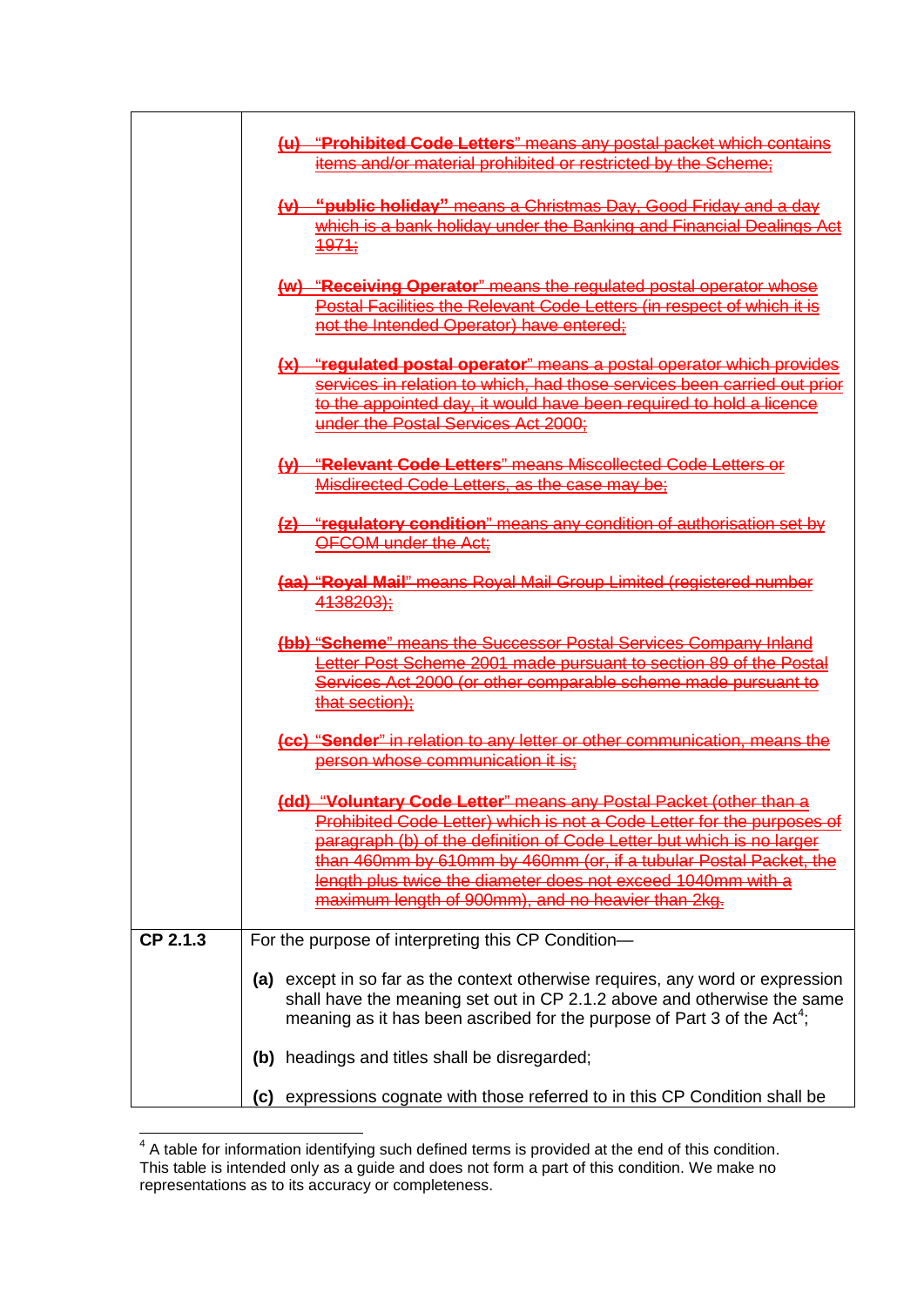| | |
|---|---|
| | ~~(u) "**Prohibited Code Letters**" means any postal packet which contains items and/or material prohibited or restricted by the Scheme;~~<br><br>~~(v) "**public holiday**" means a Christmas Day, Good Friday and a day which is a bank holiday under the Banking and Financial Dealings Act 1971;~~<br><br>~~(w) "**Receiving Operator**" means the regulated postal operator whose Postal Facilities the Relevant Code Letters (in respect of which it is not the Intended Operator) have entered;~~<br><br>~~(x) "**regulated postal operator**" means a postal operator which provides services in relation to which, had those services been carried out prior to the appointed day, it would have been required to hold a licence under the Postal Services Act 2000;~~<br><br>~~(y) "**Relevant Code Letters**" means Miscollected Code Letters or Misdirected Code Letters, as the case may be;~~<br><br>~~(z) "**regulatory condition**" means any condition of authorisation set by OFCOM under the Act;~~<br><br>~~(aa) "**Royal Mail**" means Royal Mail Group Limited (registered number 4138203);~~<br><br>~~(bb) "**Scheme**" means the Successor Postal Services Company Inland Letter Post Scheme 2001 made pursuant to section 89 of the Postal Services Act 2000 (or other comparable scheme made pursuant to that section);~~<br><br>~~(cc) "**Sender**" in relation to any letter or other communication, means the person whose communication it is;~~<br><br>~~(dd) "**Voluntary Code Letter**" means any Postal Packet (other than a Prohibited Code Letter) which is not a Code Letter for the purposes of paragraph (b) of the definition of Code Letter but which is no larger than 460mm by 610mm by 460mm (or, if a tubular Postal Packet, the length plus twice the diameter does not exceed 1040mm with a maximum length of 900mm), and no heavier than 2kg.~~ |
| **CP 2.1.3** | For the purpose of interpreting this CP Condition—<br><br>**(a)** except in so far as the context otherwise requires, any word or expression shall have the meaning set out in CP 2.1.2 above and otherwise the same meaning as it has been ascribed for the purpose of Part 3 of the Act[4];<br><br>**(b)** headings and titles shall be disregarded;<br><br>**(c)** expressions cognate with those referred to in this CP Condition shall be |

[4] A table for information identifying such defined terms is provided at the end of this condition. This table is intended only as a guide and does not form a part of this condition. We make no representations as to its accuracy or completeness.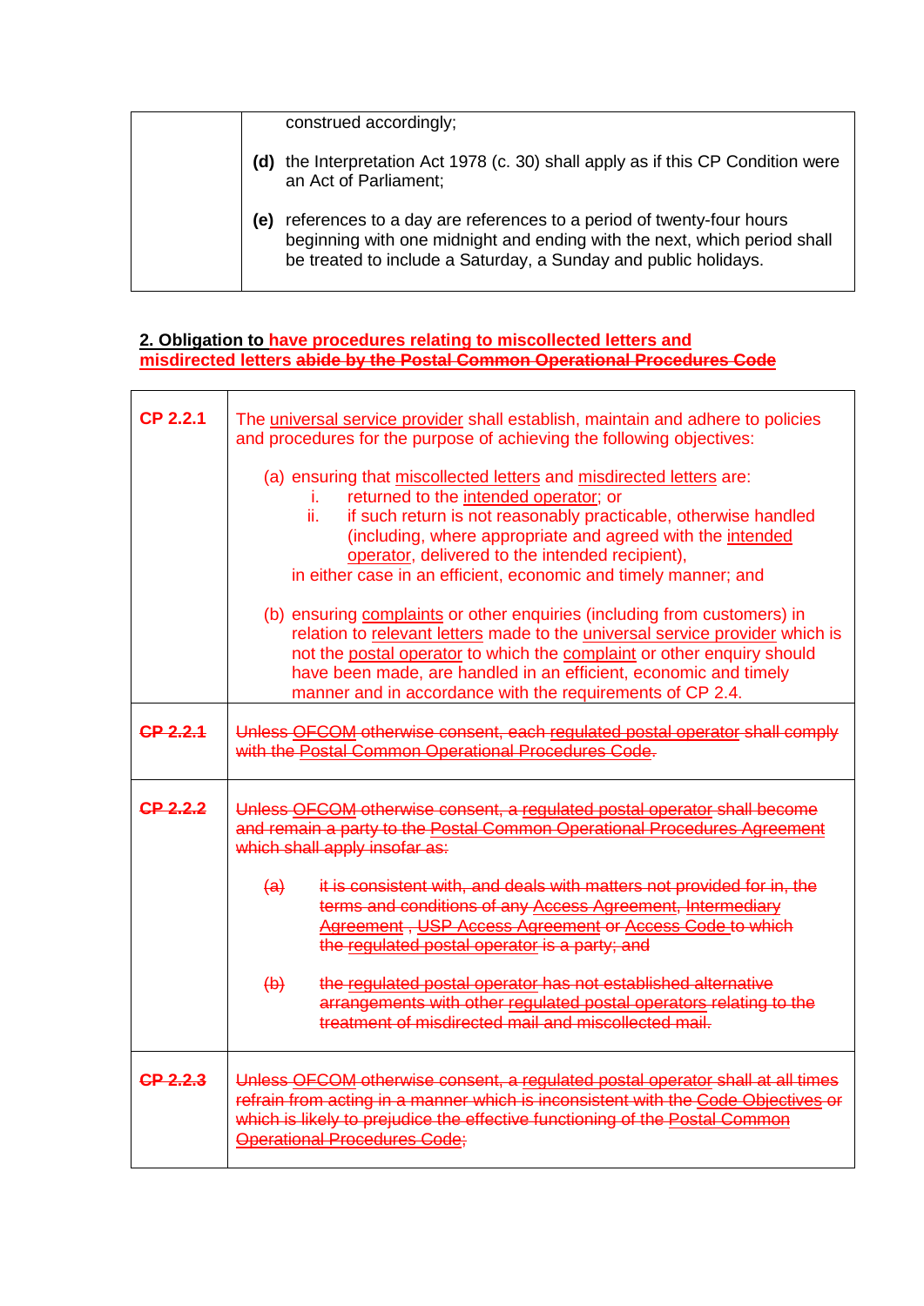|  |  |
|---|---|
|  | construed accordingly;<br><br>**(d)** the Interpretation Act 1978 (c. 30) shall apply as if this CP Condition were an Act of Parliament;<br><br>**(e)** references to a day are references to a period of twenty-four hours beginning with one midnight and ending with the next, which period shall be treated to include a Saturday, a Sunday and public holidays. |

**2. Obligation to have procedures relating to miscollected letters and misdirected letters ~~abide by the Postal Common Operational Procedures Code~~**

|  |  |
|---|---|
| **CP 2.2.1** | The universal service provider shall establish, maintain and adhere to policies and procedures for the purpose of achieving the following objectives:<br><br>(a) ensuring that miscollected letters and misdirected letters are:<br>i. returned to the intended operator; or<br>ii. if such return is not reasonably practicable, otherwise handled (including, where appropriate and agreed with the intended operator, delivered to the intended recipient),<br>in either case in an efficient, economic and timely manner; and<br><br>(b) ensuring complaints or other enquiries (including from customers) in relation to relevant letters made to the universal service provider which is not the postal operator to which the complaint or other enquiry should have been made, are handled in an efficient, economic and timely manner and in accordance with the requirements of CP 2.4. |
| ~~**CP 2.2.1**~~ | ~~Unless OFCOM otherwise consent, each regulated postal operator shall comply with the Postal Common Operational Procedures Code.~~ |
| ~~**CP 2.2.2**~~ | ~~Unless OFCOM otherwise consent, a regulated postal operator shall become and remain a party to the Postal Common Operational Procedures Agreement which shall apply insofar as:~~<br><br>~~(a) it is consistent with, and deals with matters not provided for in, the terms and conditions of any Access Agreement, Intermediary Agreement , USP Access Agreement or Access Code to which the regulated postal operator is a party; and~~<br><br>~~(b) the regulated postal operator has not established alternative arrangements with other regulated postal operators relating to the treatment of misdirected mail and miscollected mail.~~ |
| ~~**CP 2.2.3**~~ | ~~Unless OFCOM otherwise consent, a regulated postal operator shall at all times refrain from acting in a manner which is inconsistent with the Code Objectives or which is likely to prejudice the effective functioning of the Postal Common Operational Procedures Code;~~ |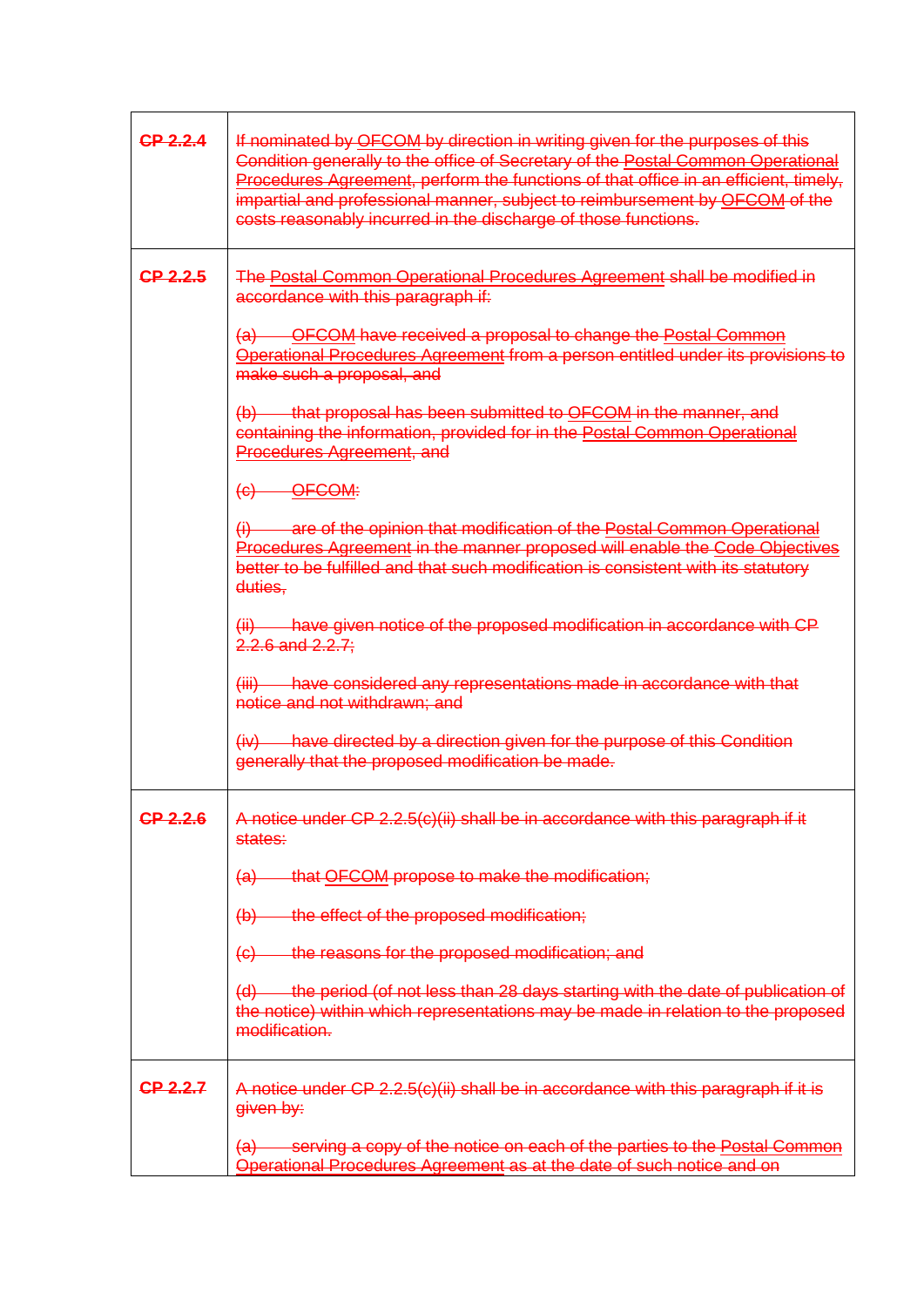| | |
|---|---|
| ~~CP 2.2.4~~ | ~~If nominated by OFCOM by direction in writing given for the purposes of this Condition generally to the office of Secretary of the Postal Common Operational Procedures Agreement, perform the functions of that office in an efficient, timely, impartial and professional manner, subject to reimbursement by OFCOM of the costs reasonably incurred in the discharge of those functions.~~ |
| ~~CP 2.2.5~~ | ~~The Postal Common Operational Procedures Agreement shall be modified in accordance with this paragraph if:~~<br><br>~~(a) OFCOM have received a proposal to change the Postal Common Operational Procedures Agreement from a person entitled under its provisions to make such a proposal, and~~<br><br>~~(b) that proposal has been submitted to OFCOM in the manner, and containing the information, provided for in the Postal Common Operational Procedures Agreement, and~~<br><br>~~(c) OFCOM:~~<br><br>~~(i) are of the opinion that modification of the Postal Common Operational Procedures Agreement in the manner proposed will enable the Code Objectives better to be fulfilled and that such modification is consistent with its statutory duties,~~<br><br>~~(ii) have given notice of the proposed modification in accordance with CP 2.2.6 and 2.2.7;~~<br><br>~~(iii) have considered any representations made in accordance with that notice and not withdrawn; and~~<br><br>~~(iv) have directed by a direction given for the purpose of this Condition generally that the proposed modification be made.~~ |
| ~~CP 2.2.6~~ | ~~A notice under CP 2.2.5(c)(ii) shall be in accordance with this paragraph if it states:~~<br><br>~~(a) that OFCOM propose to make the modification;~~<br><br>~~(b) the effect of the proposed modification;~~<br><br>~~(c) the reasons for the proposed modification; and~~<br><br>~~(d) the period (of not less than 28 days starting with the date of publication of the notice) within which representations may be made in relation to the proposed modification.~~ |
| ~~CP 2.2.7~~ | ~~A notice under CP 2.2.5(c)(ii) shall be in accordance with this paragraph if it is given by:~~<br><br>~~(a) serving a copy of the notice on each of the parties to the Postal Common Operational Procedures Agreement as at the date of such notice and on~~ |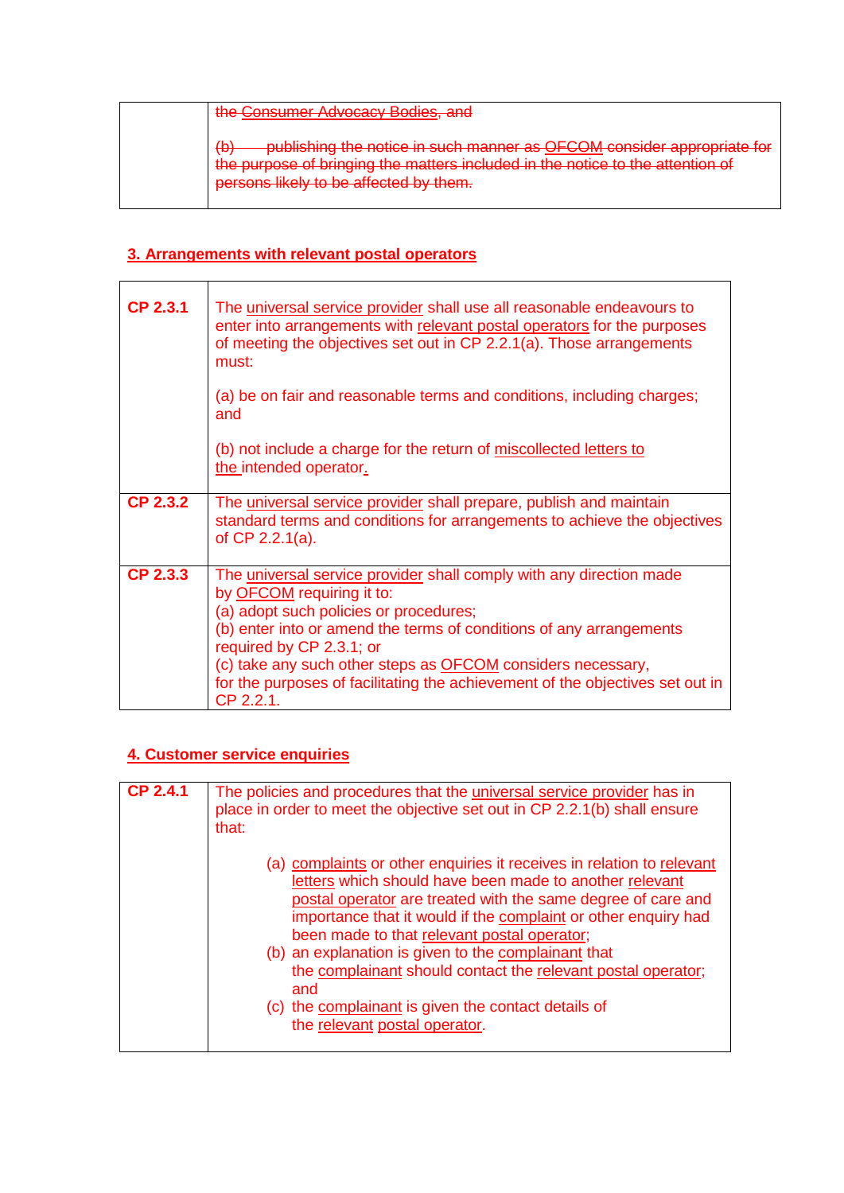| | ~~the Consumer Advocacy Bodies, and~~<br><br>~~(b) publishing the notice in such manner as OFCOM consider appropriate for the purpose of bringing the matters included in the notice to the attention of persons likely to be affected by them.~~ |
|---|---|

## 3. Arrangements with relevant postal operators

| | |
|---|---|
| **CP 2.3.1** | The universal service provider shall use all reasonable endeavours to enter into arrangements with relevant postal operators for the purposes of meeting the objectives set out in CP 2.2.1(a). Those arrangements must:<br><br>(a) be on fair and reasonable terms and conditions, including charges; and<br><br>(b) not include a charge for the return of miscollected letters to the intended operator. |
| **CP 2.3.2** | The universal service provider shall prepare, publish and maintain standard terms and conditions for arrangements to achieve the objectives of CP 2.2.1(a). |
| **CP 2.3.3** | The universal service provider shall comply with any direction made by OFCOM requiring it to:<br>(a) adopt such policies or procedures;<br>(b) enter into or amend the terms of conditions of any arrangements required by CP 2.3.1; or<br>(c) take any such other steps as OFCOM considers necessary,<br>for the purposes of facilitating the achievement of the objectives set out in CP 2.2.1. |

## 4. Customer service enquiries

| | |
|---|---|
| **CP 2.4.1** | The policies and procedures that the universal service provider has in place in order to meet the objective set out in CP 2.2.1(b) shall ensure that:<br><br>(a) complaints or other enquiries it receives in relation to relevant letters which should have been made to another relevant postal operator are treated with the same degree of care and importance that it would if the complaint or other enquiry had been made to that relevant postal operator;<br>(b) an explanation is given to the complainant that the complainant should contact the relevant postal operator; and<br>(c) the complainant is given the contact details of the relevant postal operator. |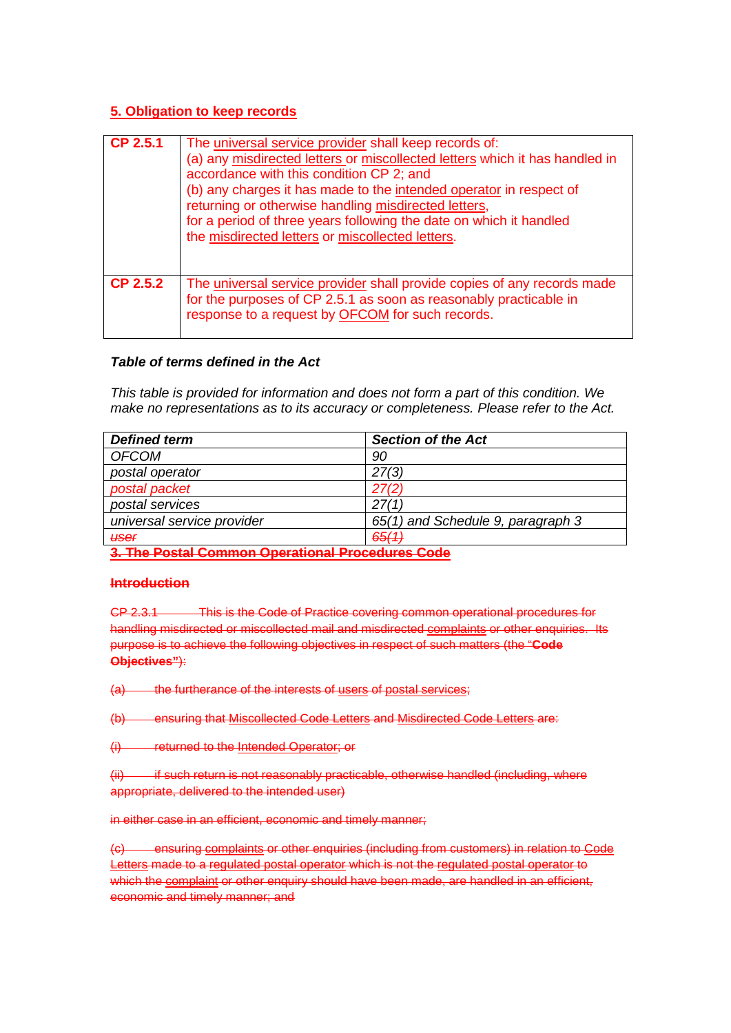**5. Obligation to keep records**

| | |
|---|---|
| **CP 2.5.1** | The universal service provider shall keep records of:<br>(a) any misdirected letters or miscollected letters which it has handled in accordance with this condition CP 2; and<br>(b) any charges it has made to the intended operator in respect of returning or otherwise handling misdirected letters,<br>for a period of three years following the date on which it handled the misdirected letters or miscollected letters. |
| **CP 2.5.2** | The universal service provider shall provide copies of any records made for the purposes of CP 2.5.1 as soon as reasonably practicable in response to a request by OFCOM for such records. |

***Table of terms defined in the Act***

*This table is provided for information and does not form a part of this condition. We make no representations as to its accuracy or completeness. Please refer to the Act.*

| ***Defined term*** | ***Section of the Act*** |
|---|---|
| *OFCOM* | *90* |
| *postal operator* | *27(3)* |
| *postal packet* | *27(2)* |
| *postal services* | *27(1)* |
| *universal service provider* | *65(1) and Schedule 9, paragraph 3* |
| ~~*user*~~ | ~~*65(1)*~~ |

~~**3. The Postal Common Operational Procedures Code**~~

~~**Introduction**~~

~~CP 2.3.1 This is the Code of Practice covering common operational procedures for handling misdirected or miscollected mail and misdirected complaints or other enquiries. Its purpose is to achieve the following objectives in respect of such matters (the "**Code Objectives"**):~~

~~(a) the furtherance of the interests of users of postal services;~~

~~(b) ensuring that Miscollected Code Letters and Misdirected Code Letters are:~~

~~(i) returned to the Intended Operator; or~~

~~(ii) if such return is not reasonably practicable, otherwise handled (including, where appropriate, delivered to the intended user)~~

~~in either case in an efficient, economic and timely manner;~~

~~(c) ensuring complaints or other enquiries (including from customers) in relation to Code Letters made to a regulated postal operator which is not the regulated postal operator to which the complaint or other enquiry should have been made, are handled in an efficient, economic and timely manner; and~~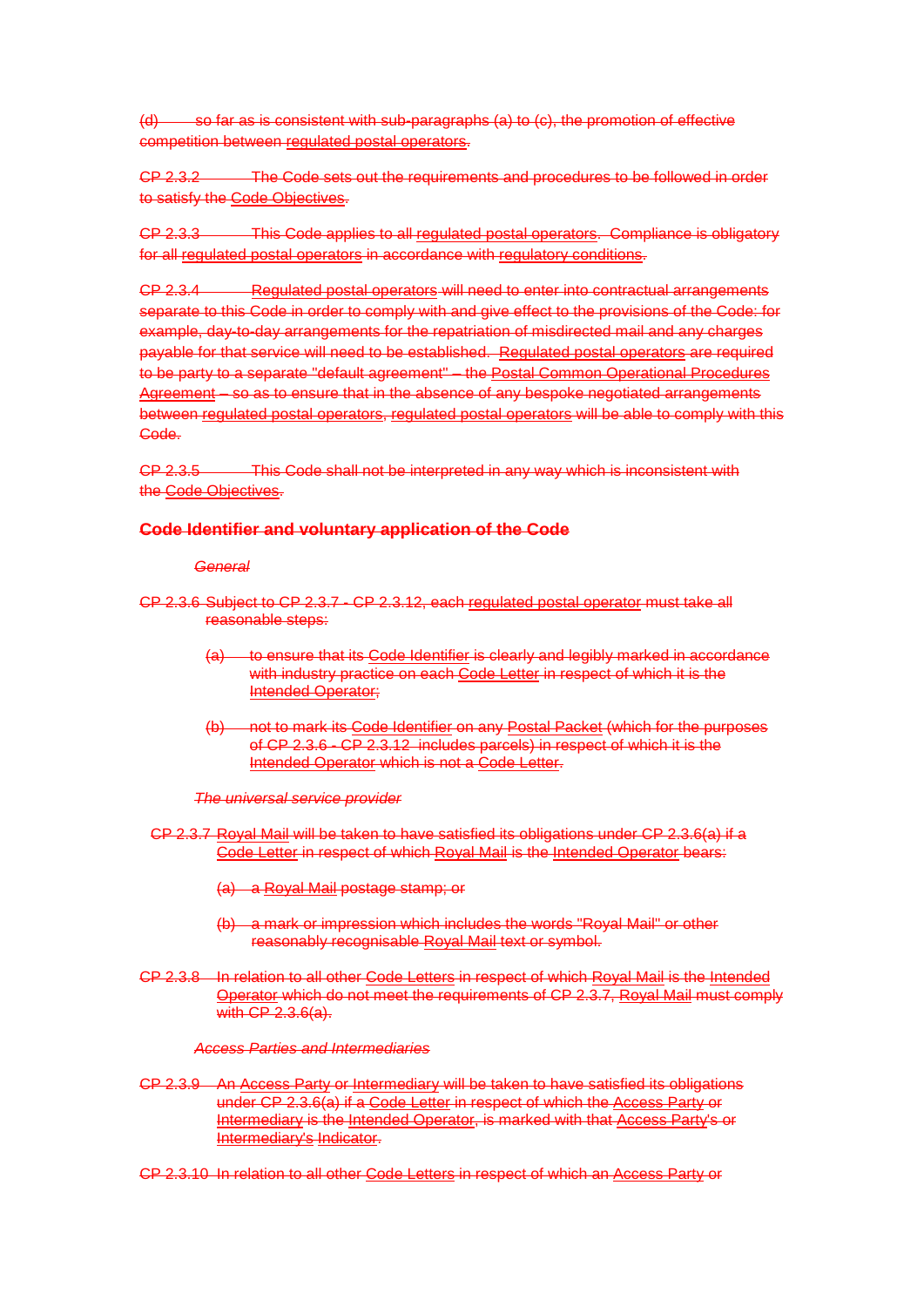~~(d) so far as is consistent with sub-paragraphs (a) to (c), the promotion of effective competition between regulated postal operators.~~

~~CP 2.3.2 The Code sets out the requirements and procedures to be followed in order to satisfy the Code Objectives.~~

~~CP 2.3.3 This Code applies to all regulated postal operators. Compliance is obligatory for all regulated postal operators in accordance with regulatory conditions.~~

~~CP 2.3.4 Regulated postal operators will need to enter into contractual arrangements separate to this Code in order to comply with and give effect to the provisions of the Code: for example, day-to-day arrangements for the repatriation of misdirected mail and any charges payable for that service will need to be established. Regulated postal operators are required to be party to a separate "default agreement" – the Postal Common Operational Procedures Agreement – so as to ensure that in the absence of any bespoke negotiated arrangements between regulated postal operators, regulated postal operators will be able to comply with this Code.~~

~~CP 2.3.5 This Code shall not be interpreted in any way which is inconsistent with the Code Objectives.~~

**~~Code Identifier and voluntary application of the Code~~**

*~~General~~*

~~CP 2.3.6 Subject to CP 2.3.7 - CP 2.3.12, each regulated postal operator must take all reasonable steps:~~

~~(a) to ensure that its Code Identifier is clearly and legibly marked in accordance with industry practice on each Code Letter in respect of which it is the Intended Operator;~~

~~(b) not to mark its Code Identifier on any Postal Packet (which for the purposes of CP 2.3.6 - CP 2.3.12 includes parcels) in respect of which it is the Intended Operator which is not a Code Letter.~~

*~~The universal service provider~~*

~~CP 2.3.7 Royal Mail will be taken to have satisfied its obligations under CP 2.3.6(a) if a Code Letter in respect of which Royal Mail is the Intended Operator bears:~~

~~(a) a Royal Mail postage stamp; or~~

~~(b) a mark or impression which includes the words "Royal Mail" or other reasonably recognisable Royal Mail text or symbol.~~

~~CP 2.3.8 In relation to all other Code Letters in respect of which Royal Mail is the Intended Operator which do not meet the requirements of CP 2.3.7, Royal Mail must comply with CP 2.3.6(a).~~

*~~Access Parties and Intermediaries~~*

~~CP 2.3.9 An Access Party or Intermediary will be taken to have satisfied its obligations under CP 2.3.6(a) if a Code Letter in respect of which the Access Party or Intermediary is the Intended Operator, is marked with that Access Party's or Intermediary's Indicator.~~

~~CP 2.3.10 In relation to all other Code Letters in respect of which an Access Party or~~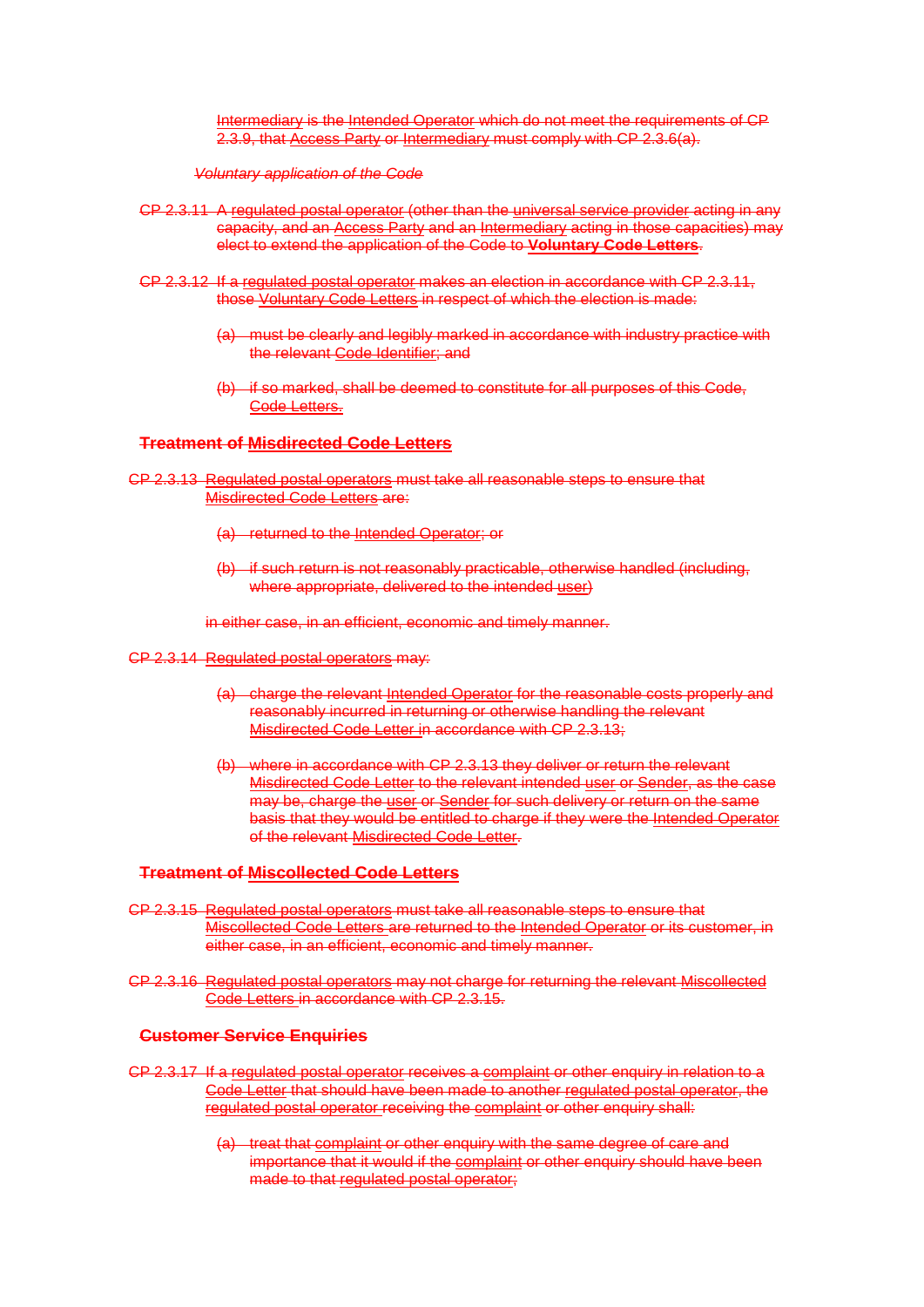Intermediary is the Intended Operator which do not meet the requirements of CP 2.3.9, that Access Party or Intermediary must comply with CP 2.3.6(a).

*Voluntary application of the Code*

CP 2.3.11 A regulated postal operator (other than the universal service provider acting in any capacity, and an Access Party and an Intermediary acting in those capacities) may elect to extend the application of the Code to **Voluntary Code Letters**.

CP 2.3.12 If a regulated postal operator makes an election in accordance with CP 2.3.11, those Voluntary Code Letters in respect of which the election is made:

(a) must be clearly and legibly marked in accordance with industry practice with the relevant Code Identifier; and

(b) if so marked, shall be deemed to constitute for all purposes of this Code, Code Letters.

**Treatment of Misdirected Code Letters**

CP 2.3.13 Regulated postal operators must take all reasonable steps to ensure that Misdirected Code Letters are:

(a) returned to the Intended Operator; or

(b) if such return is not reasonably practicable, otherwise handled (including, where appropriate, delivered to the intended user)

in either case, in an efficient, economic and timely manner.

CP 2.3.14 Regulated postal operators may:

(a) charge the relevant Intended Operator for the reasonable costs properly and reasonably incurred in returning or otherwise handling the relevant Misdirected Code Letter in accordance with CP 2.3.13;

(b) where in accordance with CP 2.3.13 they deliver or return the relevant Misdirected Code Letter to the relevant intended user or Sender, as the case may be, charge the user or Sender for such delivery or return on the same basis that they would be entitled to charge if they were the Intended Operator of the relevant Misdirected Code Letter.

**Treatment of Miscollected Code Letters**

CP 2.3.15 Regulated postal operators must take all reasonable steps to ensure that Miscollected Code Letters are returned to the Intended Operator or its customer, in either case, in an efficient, economic and timely manner.

CP 2.3.16 Regulated postal operators may not charge for returning the relevant Miscollected Code Letters in accordance with CP 2.3.15.

**Customer Service Enquiries**

CP 2.3.17 If a regulated postal operator receives a complaint or other enquiry in relation to a Code Letter that should have been made to another regulated postal operator, the regulated postal operator receiving the complaint or other enquiry shall:

(a) treat that complaint or other enquiry with the same degree of care and importance that it would if the complaint or other enquiry should have been made to that regulated postal operator;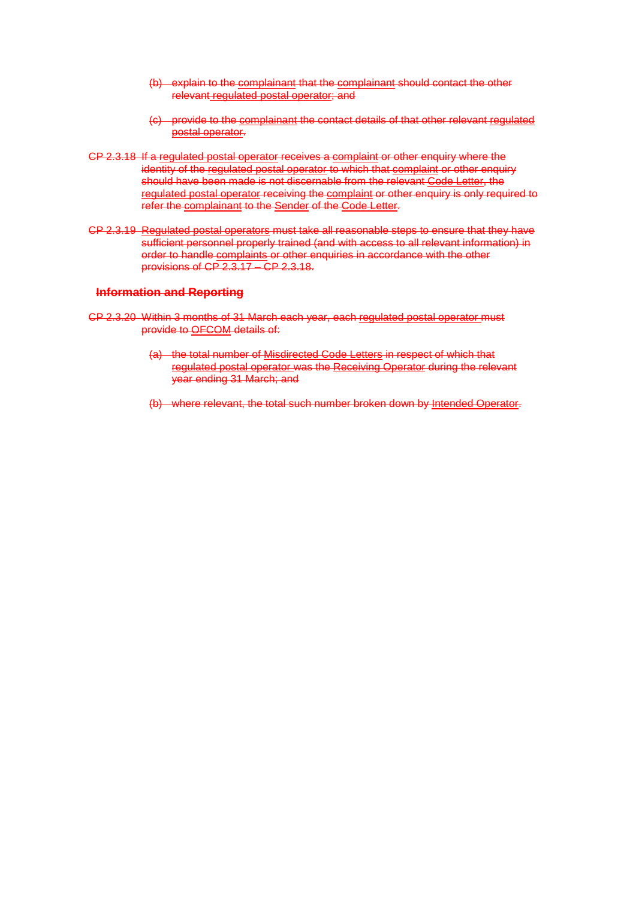~~(b) explain to the complainant that the complainant should contact the other relevant regulated postal operator; and~~

~~(c) provide to the complainant the contact details of that other relevant regulated postal operator.~~

~~CP 2.3.18 If a regulated postal operator receives a complaint or other enquiry where the identity of the regulated postal operator to which that complaint or other enquiry should have been made is not discernable from the relevant Code Letter, the regulated postal operator receiving the complaint or other enquiry is only required to refer the complainant to the Sender of the Code Letter.~~

~~CP 2.3.19 Regulated postal operators must take all reasonable steps to ensure that they have sufficient personnel properly trained (and with access to all relevant information) in order to handle complaints or other enquiries in accordance with the other provisions of CP 2.3.17 – CP 2.3.18.~~

**~~Information and Reporting~~**

~~CP 2.3.20 Within 3 months of 31 March each year, each regulated postal operator must provide to OFCOM details of:~~

~~(a) the total number of Misdirected Code Letters in respect of which that regulated postal operator was the Receiving Operator during the relevant year ending 31 March; and~~

~~(b) where relevant, the total such number broken down by Intended Operator.~~